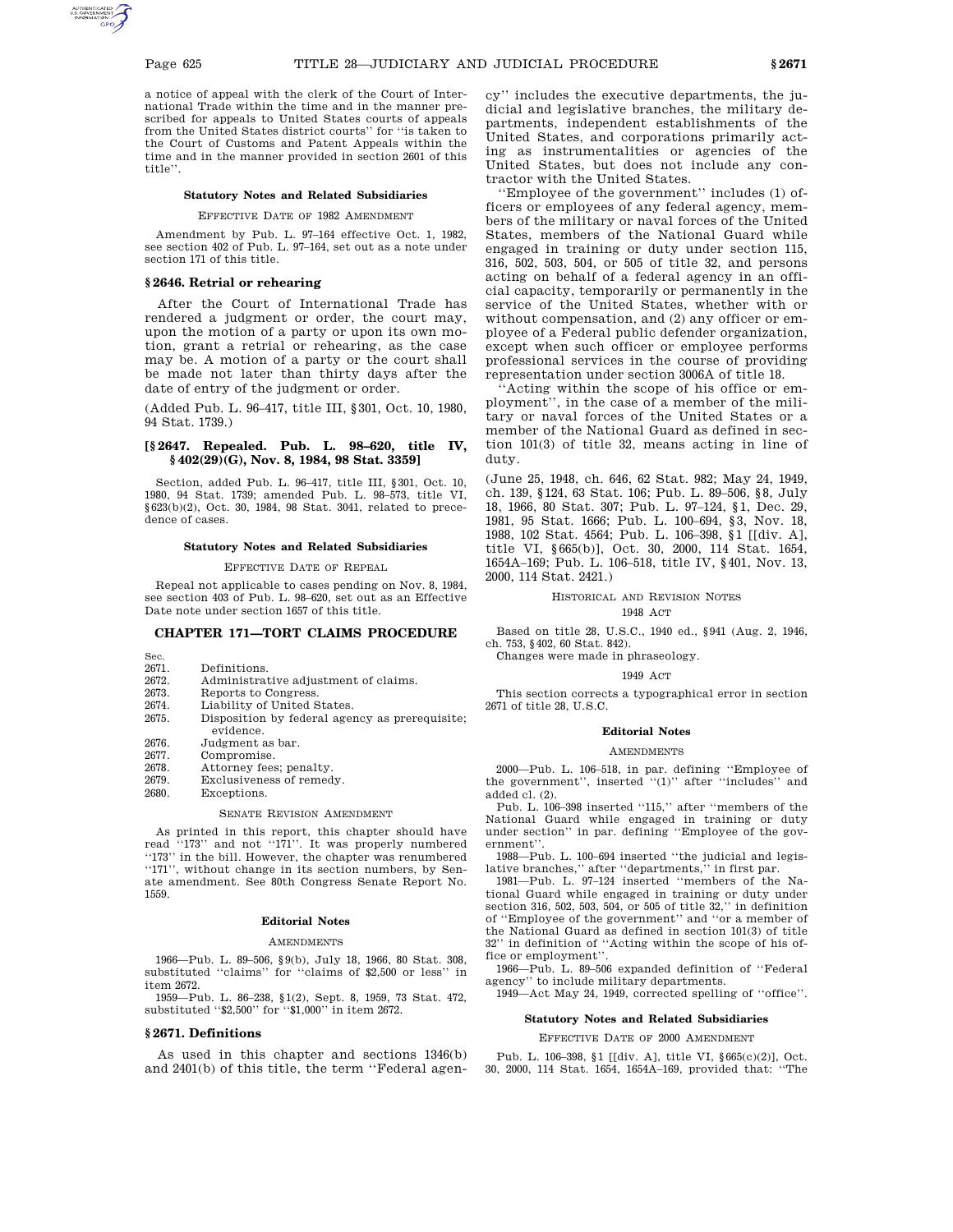a notice of appeal with the clerk of the Court of International Trade within the time and in the manner prescribed for appeals to United States courts of appeals from the United States district courts'' for ''is taken to the Court of Customs and Patent Appeals within the time and in the manner provided in section 2601 of this title''.

**Statutory Notes and Related Subsidiaries**

EFFECTIVE DATE OF 1982 AMENDMENT

Amendment by Pub. L. 97–164 effective Oct. 1, 1982, see section 402 of Pub. L. 97–164, set out as a note under section 171 of this title.

### § 2646. Retrial or rehearing

After the Court of International Trade has rendered a judgment or order, the court may, upon the motion of a party or upon its own motion, grant a retrial or rehearing, as the case may be. A motion of a party or the court shall be made not later than thirty days after the date of entry of the judgment or order.

(Added Pub. L. 96–417, title III, § 301, Oct. 10, 1980, 94 Stat. 1739.)

### [§ 2647. Repealed. Pub. L. 98–620, title IV, § 402(29)(G), Nov. 8, 1984, 98 Stat. 3359]

Section, added Pub. L. 96–417, title III, § 301, Oct. 10, 1980, 94 Stat. 1739; amended Pub. L. 98–573, title VI, § 623(b)(2), Oct. 30, 1984, 98 Stat. 3041, related to precedence of cases.

**Statutory Notes and Related Subsidiaries**

EFFECTIVE DATE OF REPEAL

Repeal not applicable to cases pending on Nov. 8, 1984, see section 403 of Pub. L. 98–620, set out as an Effective Date note under section 1657 of this title.

## CHAPTER 171—TORT CLAIMS PROCEDURE

| Sec. | |
|---|---|
| 2671. | Definitions. |
| 2672. | Administrative adjustment of claims. |
| 2673. | Reports to Congress. |
| 2674. | Liability of United States. |
| 2675. | Disposition by federal agency as prerequisite; evidence. |
| 2676. | Judgment as bar. |
| 2677. | Compromise. |
| 2678. | Attorney fees; penalty. |
| 2679. | Exclusiveness of remedy. |
| 2680. | Exceptions. |

SENATE REVISION AMENDMENT

As printed in this report, this chapter should have read ''173'' and not ''171''. It was properly numbered ''173'' in the bill. However, the chapter was renumbered ''171'', without change in its section numbers, by Senate amendment. See 80th Congress Senate Report No. 1559.

**Editorial Notes**

AMENDMENTS

1966—Pub. L. 89–506, § 9(b), July 18, 1966, 80 Stat. 308, substituted ''claims'' for ''claims of $2,500 or less'' in item 2672.

1959—Pub. L. 86–238, § 1(2), Sept. 8, 1959, 73 Stat. 472, substituted ''$2,500'' for ''$1,000'' in item 2672.

### § 2671. Definitions

As used in this chapter and sections 1346(b) and 2401(b) of this title, the term ''Federal agency'' includes the executive departments, the judicial and legislative branches, the military departments, independent establishments of the United States, and corporations primarily acting as instrumentalities or agencies of the United States, but does not include any contractor with the United States.

''Employee of the government'' includes (1) officers or employees of any federal agency, members of the military or naval forces of the United States, members of the National Guard while engaged in training or duty under section 115, 316, 502, 503, 504, or 505 of title 32, and persons acting on behalf of a federal agency in an official capacity, temporarily or permanently in the service of the United States, whether with or without compensation, and (2) any officer or employee of a Federal public defender organization, except when such officer or employee performs professional services in the course of providing representation under section 3006A of title 18.

''Acting within the scope of his office or employment'', in the case of a member of the military or naval forces of the United States or a member of the National Guard as defined in section 101(3) of title 32, means acting in line of duty.

(June 25, 1948, ch. 646, 62 Stat. 982; May 24, 1949, ch. 139, § 124, 63 Stat. 106; Pub. L. 89–506, § 8, July 18, 1966, 80 Stat. 307; Pub. L. 97–124, § 1, Dec. 29, 1981, 95 Stat. 1666; Pub. L. 100–694, § 3, Nov. 18, 1988, 102 Stat. 4564; Pub. L. 106–398, § 1 [[div. A], title VI, § 665(b)], Oct. 30, 2000, 114 Stat. 1654, 1654A–169; Pub. L. 106–518, title IV, § 401, Nov. 13, 2000, 114 Stat. 2421.)

HISTORICAL AND REVISION NOTES

1948 ACT

Based on title 28, U.S.C., 1940 ed., § 941 (Aug. 2, 1946, ch. 753, § 402, 60 Stat. 842).

Changes were made in phraseology.

1949 ACT

This section corrects a typographical error in section 2671 of title 28, U.S.C.

**Editorial Notes**

AMENDMENTS

2000—Pub. L. 106–518, in par. defining ''Employee of the government'', inserted ''(1)'' after ''includes'' and added cl. (2).

Pub. L. 106–398 inserted ''115,'' after ''members of the National Guard while engaged in training or duty under section'' in par. defining ''Employee of the government''.

1988—Pub. L. 100–694 inserted ''the judicial and legislative branches,'' after ''departments,'' in first par.

1981—Pub. L. 97–124 inserted ''members of the National Guard while engaged in training or duty under section 316, 502, 503, 504, or 505 of title 32,'' in definition of ''Employee of the government'' and ''or a member of the National Guard as defined in section 101(3) of title 32'' in definition of ''Acting within the scope of his office or employment''.

1966—Pub. L. 89–506 expanded definition of ''Federal agency'' to include military departments.

1949—Act May 24, 1949, corrected spelling of ''office''.

**Statutory Notes and Related Subsidiaries**

EFFECTIVE DATE OF 2000 AMENDMENT

Pub. L. 106–398, § 1 [[div. A], title VI, § 665(c)(2)], Oct. 30, 2000, 114 Stat. 1654, 1654A–169, provided that: ''The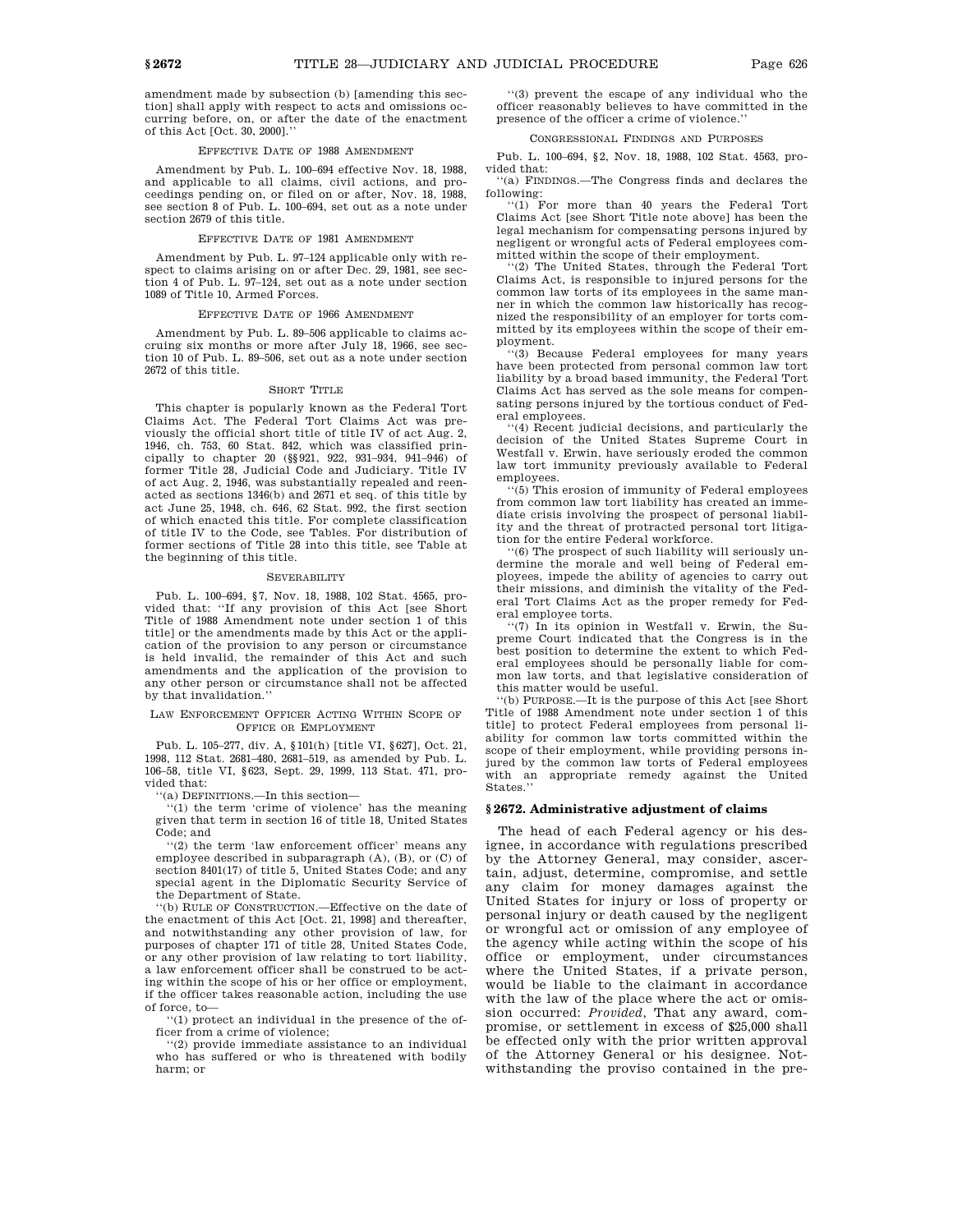amendment made by subsection (b) [amending this section] shall apply with respect to acts and omissions occurring before, on, or after the date of the enactment of this Act [Oct. 30, 2000].''

EFFECTIVE DATE OF 1988 AMENDMENT

Amendment by Pub. L. 100–694 effective Nov. 18, 1988, and applicable to all claims, civil actions, and proceedings pending on, or filed on or after, Nov. 18, 1988, see section 8 of Pub. L. 100–694, set out as a note under section 2679 of this title.

EFFECTIVE DATE OF 1981 AMENDMENT

Amendment by Pub. L. 97–124 applicable only with respect to claims arising on or after Dec. 29, 1981, see section 4 of Pub. L. 97–124, set out as a note under section 1089 of Title 10, Armed Forces.

EFFECTIVE DATE OF 1966 AMENDMENT

Amendment by Pub. L. 89–506 applicable to claims accruing six months or more after July 18, 1966, see section 10 of Pub. L. 89–506, set out as a note under section 2672 of this title.

SHORT TITLE

This chapter is popularly known as the Federal Tort Claims Act. The Federal Tort Claims Act was previously the official short title of title IV of act Aug. 2, 1946, ch. 753, 60 Stat. 842, which was classified principally to chapter 20 (§§921, 922, 931–934, 941–946) of former Title 28, Judicial Code and Judiciary. Title IV of act Aug. 2, 1946, was substantially repealed and reenacted as sections 1346(b) and 2671 et seq. of this title by act June 25, 1948, ch. 646, 62 Stat. 992, the first section of which enacted this title. For complete classification of title IV to the Code, see Tables. For distribution of former sections of Title 28 into this title, see Table at the beginning of this title.

SEVERABILITY

Pub. L. 100–694, §7, Nov. 18, 1988, 102 Stat. 4565, provided that: ''If any provision of this Act [see Short Title of 1988 Amendment note under section 1 of this title] or the amendments made by this Act or the application of the provision to any person or circumstance is held invalid, the remainder of this Act and such amendments and the application of the provision to any other person or circumstance shall not be affected by that invalidation.''

LAW ENFORCEMENT OFFICER ACTING WITHIN SCOPE OF OFFICE OR EMPLOYMENT

Pub. L. 105–277, div. A, §101(h) [title VI, §627], Oct. 21, 1998, 112 Stat. 2681–480, 2681–519, as amended by Pub. L. 106–58, title VI, §623, Sept. 29, 1999, 113 Stat. 471, provided that:

''(a) DEFINITIONS.—In this section—

''(1) the term 'crime of violence' has the meaning given that term in section 16 of title 18, United States Code; and

''(2) the term 'law enforcement officer' means any employee described in subparagraph (A), (B), or (C) of section 8401(17) of title 5, United States Code; and any special agent in the Diplomatic Security Service of the Department of State.

''(b) RULE OF CONSTRUCTION.—Effective on the date of the enactment of this Act [Oct. 21, 1998] and thereafter, and notwithstanding any other provision of law, for purposes of chapter 171 of title 28, United States Code, or any other provision of law relating to tort liability, a law enforcement officer shall be construed to be acting within the scope of his or her office or employment, if the officer takes reasonable action, including the use of force, to—

''(1) protect an individual in the presence of the officer from a crime of violence;

''(2) provide immediate assistance to an individual who has suffered or who is threatened with bodily harm; or

''(3) prevent the escape of any individual who the officer reasonably believes to have committed in the presence of the officer a crime of violence.''

CONGRESSIONAL FINDINGS AND PURPOSES

Pub. L. 100–694, §2, Nov. 18, 1988, 102 Stat. 4563, provided that:

''(a) FINDINGS.—The Congress finds and declares the following:

''(1) For more than 40 years the Federal Tort Claims Act [see Short Title note above] has been the legal mechanism for compensating persons injured by negligent or wrongful acts of Federal employees committed within the scope of their employment.

''(2) The United States, through the Federal Tort Claims Act, is responsible to injured persons for the common law torts of its employees in the same manner in which the common law historically has recognized the responsibility of an employer for torts committed by its employees within the scope of their employment.

''(3) Because Federal employees for many years have been protected from personal common law tort liability by a broad based immunity, the Federal Tort Claims Act has served as the sole means for compensating persons injured by the tortious conduct of Federal employees.

''(4) Recent judicial decisions, and particularly the decision of the United States Supreme Court in Westfall v. Erwin, have seriously eroded the common law tort immunity previously available to Federal employees.

''(5) This erosion of immunity of Federal employees from common law tort liability has created an immediate crisis involving the prospect of personal liability and the threat of protracted personal tort litigation for the entire Federal workforce.

''(6) The prospect of such liability will seriously undermine the morale and well being of Federal employees, impede the ability of agencies to carry out their missions, and diminish the vitality of the Federal Tort Claims Act as the proper remedy for Federal employee torts.

''(7) In its opinion in Westfall v. Erwin, the Supreme Court indicated that the Congress is in the best position to determine the extent to which Federal employees should be personally liable for common law torts, and that legislative consideration of this matter would be useful.

''(b) PURPOSE.—It is the purpose of this Act [see Short Title of 1988 Amendment note under section 1 of this title] to protect Federal employees from personal liability for common law torts committed within the scope of their employment, while providing persons injured by the common law torts of Federal employees with an appropriate remedy against the United States.''

## §2672. Administrative adjustment of claims

The head of each Federal agency or his designee, in accordance with regulations prescribed by the Attorney General, may consider, ascertain, adjust, determine, compromise, and settle any claim for money damages against the United States for injury or loss of property or personal injury or death caused by the negligent or wrongful act or omission of any employee of the agency while acting within the scope of his office or employment, under circumstances where the United States, if a private person, would be liable to the claimant in accordance with the law of the place where the act or omission occurred: *Provided*, That any award, compromise, or settlement in excess of $25,000 shall be effected only with the prior written approval of the Attorney General or his designee. Notwithstanding the proviso contained in the pre-